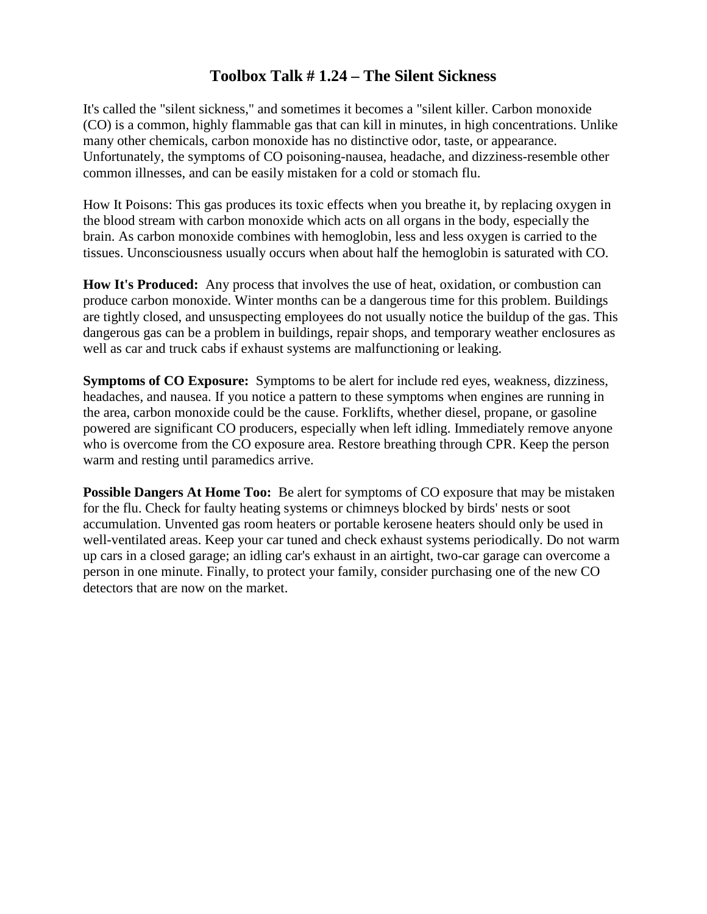# Toolbox Talk # 1.24 – The Silent Sickness

It's called the "silent sickness," and sometimes it becomes a "silent killer. Carbon monoxide (CO) is a common, highly flammable gas that can kill in minutes, in high concentrations. Unlike many other chemicals, carbon monoxide has no distinctive odor, taste, or appearance. Unfortunately, the symptoms of CO poisoning-nausea, headache, and dizziness-resemble other common illnesses, and can be easily mistaken for a cold or stomach flu.

How It Poisons: This gas produces its toxic effects when you breathe it, by replacing oxygen in the blood stream with carbon monoxide which acts on all organs in the body, especially the brain. As carbon monoxide combines with hemoglobin, less and less oxygen is carried to the tissues. Unconsciousness usually occurs when about half the hemoglobin is saturated with CO.

**How It's Produced:** Any process that involves the use of heat, oxidation, or combustion can produce carbon monoxide. Winter months can be a dangerous time for this problem. Buildings are tightly closed, and unsuspecting employees do not usually notice the buildup of the gas. This dangerous gas can be a problem in buildings, repair shops, and temporary weather enclosures as well as car and truck cabs if exhaust systems are malfunctioning or leaking.

**Symptoms of CO Exposure:** Symptoms to be alert for include red eyes, weakness, dizziness, headaches, and nausea. If you notice a pattern to these symptoms when engines are running in the area, carbon monoxide could be the cause. Forklifts, whether diesel, propane, or gasoline powered are significant CO producers, especially when left idling. Immediately remove anyone who is overcome from the CO exposure area. Restore breathing through CPR. Keep the person warm and resting until paramedics arrive.

**Possible Dangers At Home Too:** Be alert for symptoms of CO exposure that may be mistaken for the flu. Check for faulty heating systems or chimneys blocked by birds' nests or soot accumulation. Unvented gas room heaters or portable kerosene heaters should only be used in well-ventilated areas. Keep your car tuned and check exhaust systems periodically. Do not warm up cars in a closed garage; an idling car's exhaust in an airtight, two-car garage can overcome a person in one minute. Finally, to protect your family, consider purchasing one of the new CO detectors that are now on the market.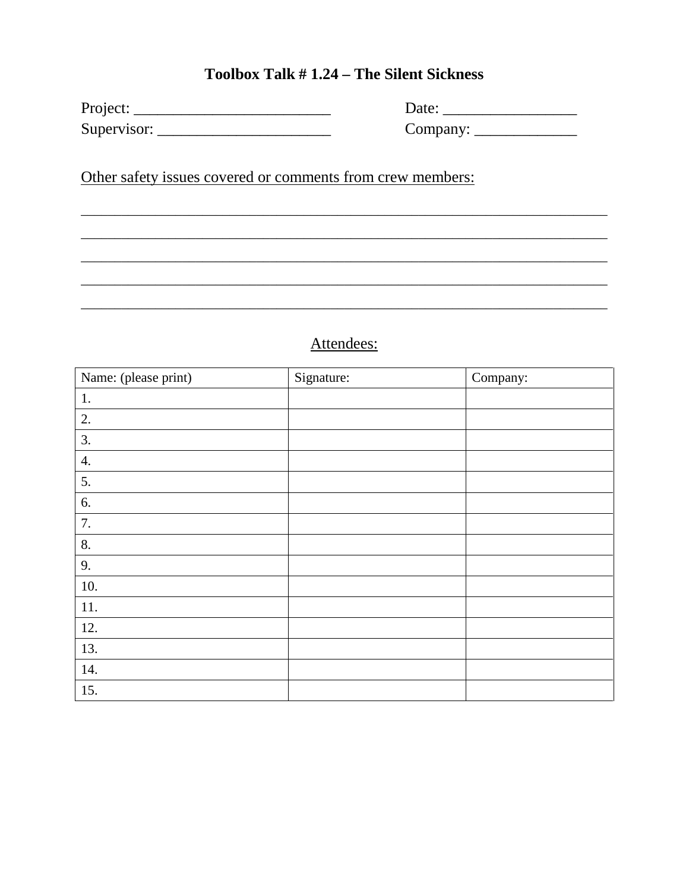**Toolbox Talk # 1.24 – The Silent Sickness**

Project: _________________________ Date: _________________

Supervisor: ______________________ Company: _____________

Other safety issues covered or comments from crew members:

___________________________________________________________________________

___________________________________________________________________________

___________________________________________________________________________

___________________________________________________________________________

___________________________________________________________________________

Attendees:

| Name: (please print) | Signature: | Company: |
|---|---|---|
| 1. | | |
| 2. | | |
| 3. | | |
| 4. | | |
| 5. | | |
| 6. | | |
| 7. | | |
| 8. | | |
| 9. | | |
| 10. | | |
| 11. | | |
| 12. | | |
| 13. | | |
| 14. | | |
| 15. | | |